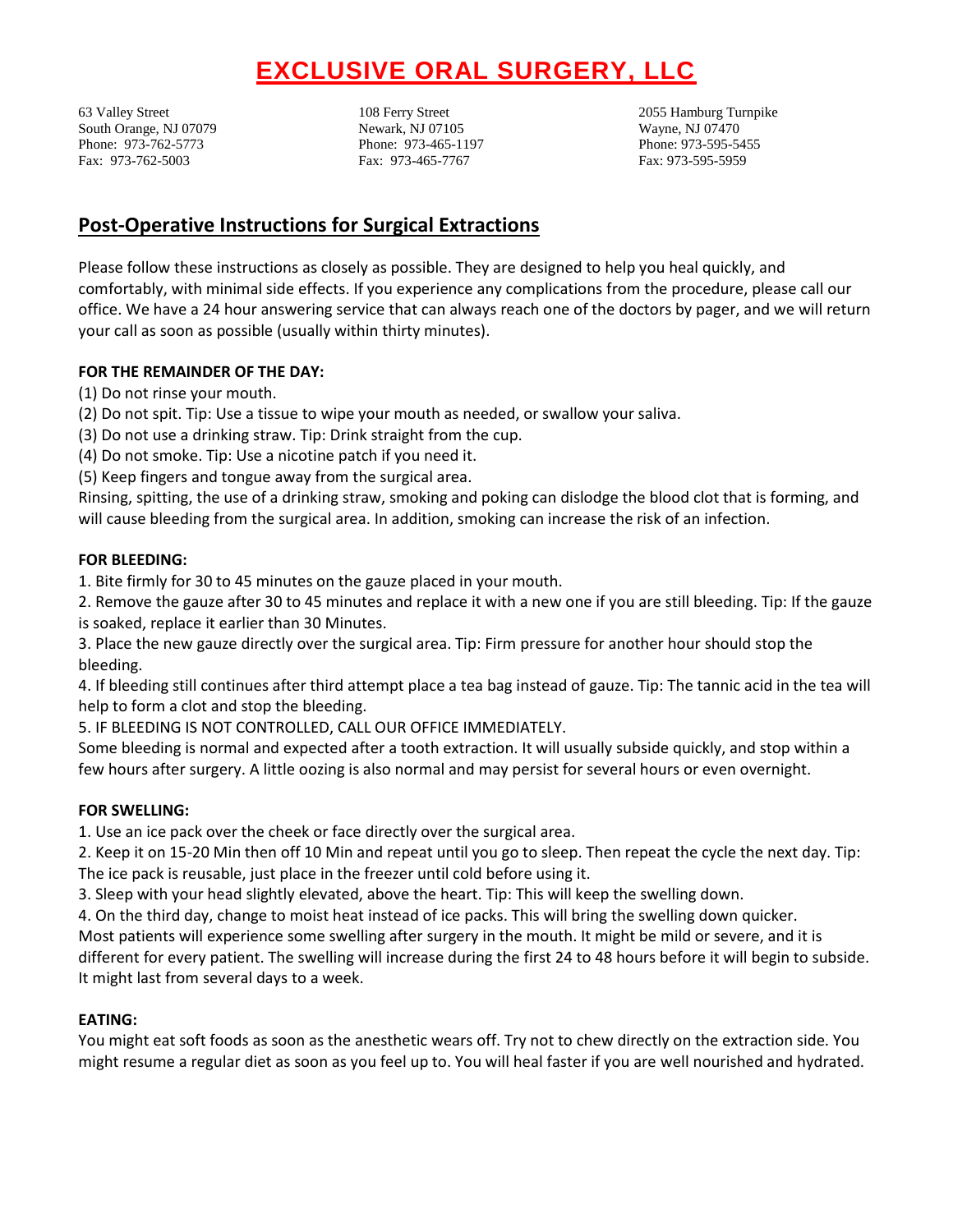# EXCLUSIVE ORAL SURGERY, LLC

63 Valley Street
South Orange, NJ 07079
Phone: 973-762-5773
Fax: 973-762-5003

108 Ferry Street
Newark, NJ 07105
Phone: 973-465-1197
Fax: 973-465-7767

2055 Hamburg Turnpike
Wayne, NJ 07470
Phone: 973-595-5455
Fax: 973-595-5959

## Post-Operative Instructions for Surgical Extractions

Please follow these instructions as closely as possible. They are designed to help you heal quickly, and comfortably, with minimal side effects. If you experience any complications from the procedure, please call our office. We have a 24 hour answering service that can always reach one of the doctors by pager, and we will return your call as soon as possible (usually within thirty minutes).

**FOR THE REMAINDER OF THE DAY:**

(1) Do not rinse your mouth.
(2) Do not spit. Tip: Use a tissue to wipe your mouth as needed, or swallow your saliva.
(3) Do not use a drinking straw. Tip: Drink straight from the cup.
(4) Do not smoke. Tip: Use a nicotine patch if you need it.
(5) Keep fingers and tongue away from the surgical area.

Rinsing, spitting, the use of a drinking straw, smoking and poking can dislodge the blood clot that is forming, and will cause bleeding from the surgical area. In addition, smoking can increase the risk of an infection.

**FOR BLEEDING:**

1. Bite firmly for 30 to 45 minutes on the gauze placed in your mouth.
2. Remove the gauze after 30 to 45 minutes and replace it with a new one if you are still bleeding. Tip: If the gauze is soaked, replace it earlier than 30 Minutes.
3. Place the new gauze directly over the surgical area. Tip: Firm pressure for another hour should stop the bleeding.
4. If bleeding still continues after third attempt place a tea bag instead of gauze. Tip: The tannic acid in the tea will help to form a clot and stop the bleeding.
5. IF BLEEDING IS NOT CONTROLLED, CALL OUR OFFICE IMMEDIATELY.

Some bleeding is normal and expected after a tooth extraction. It will usually subside quickly, and stop within a few hours after surgery. A little oozing is also normal and may persist for several hours or even overnight.

**FOR SWELLING:**

1. Use an ice pack over the cheek or face directly over the surgical area.
2. Keep it on 15-20 Min then off 10 Min and repeat until you go to sleep. Then repeat the cycle the next day. Tip: The ice pack is reusable, just place in the freezer until cold before using it.
3. Sleep with your head slightly elevated, above the heart. Tip: This will keep the swelling down.
4. On the third day, change to moist heat instead of ice packs. This will bring the swelling down quicker.

Most patients will experience some swelling after surgery in the mouth. It might be mild or severe, and it is different for every patient. The swelling will increase during the first 24 to 48 hours before it will begin to subside. It might last from several days to a week.

**EATING:**

You might eat soft foods as soon as the anesthetic wears off. Try not to chew directly on the extraction side. You might resume a regular diet as soon as you feel up to. You will heal faster if you are well nourished and hydrated.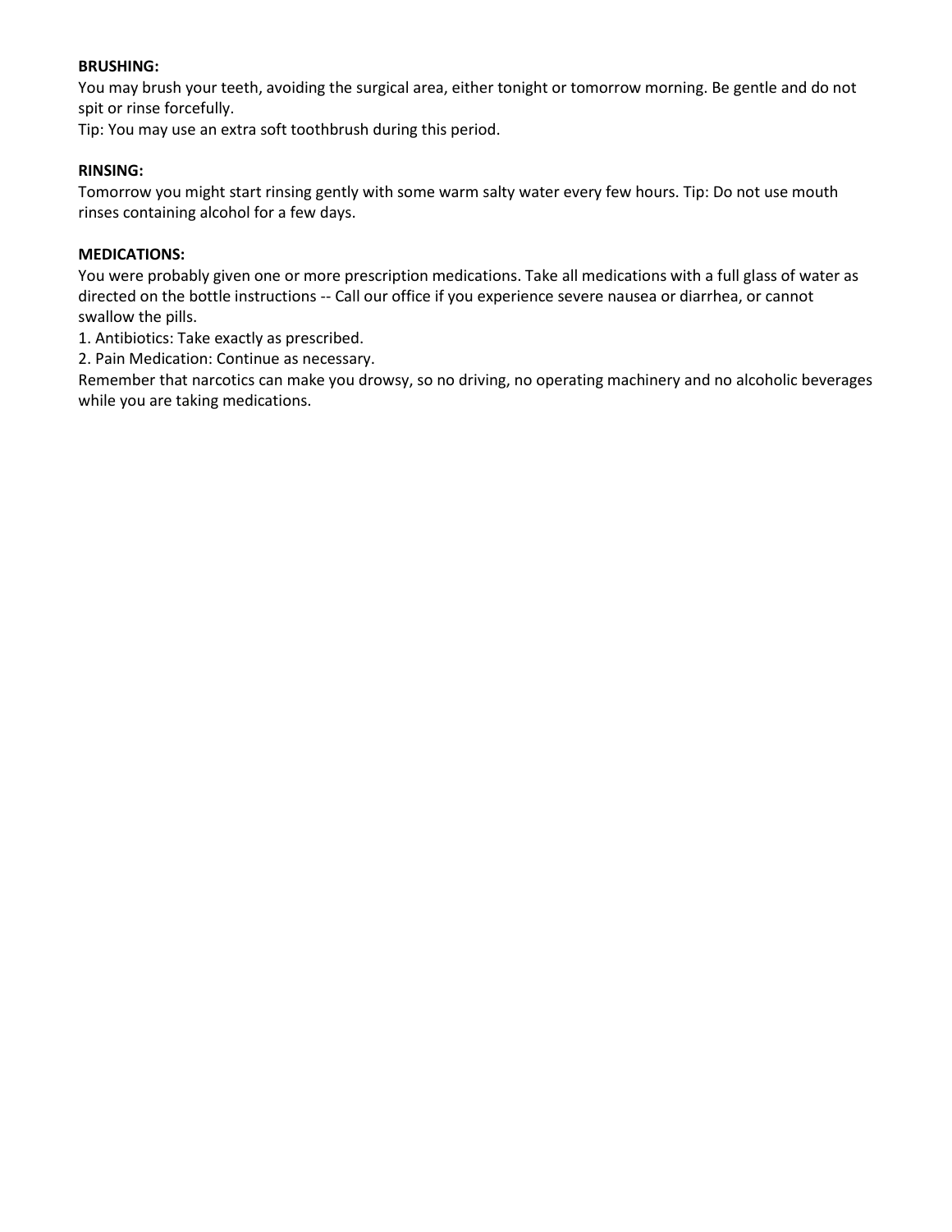**BRUSHING:**
You may brush your teeth, avoiding the surgical area, either tonight or tomorrow morning. Be gentle and do not spit or rinse forcefully.
Tip: You may use an extra soft toothbrush during this period.

**RINSING:**
Tomorrow you might start rinsing gently with some warm salty water every few hours. Tip: Do not use mouth rinses containing alcohol for a few days.

**MEDICATIONS:**
You were probably given one or more prescription medications. Take all medications with a full glass of water as directed on the bottle instructions -- Call our office if you experience severe nausea or diarrhea, or cannot swallow the pills.

1. Antibiotics: Take exactly as prescribed.
2. Pain Medication: Continue as necessary.

Remember that narcotics can make you drowsy, so no driving, no operating machinery and no alcoholic beverages while you are taking medications.